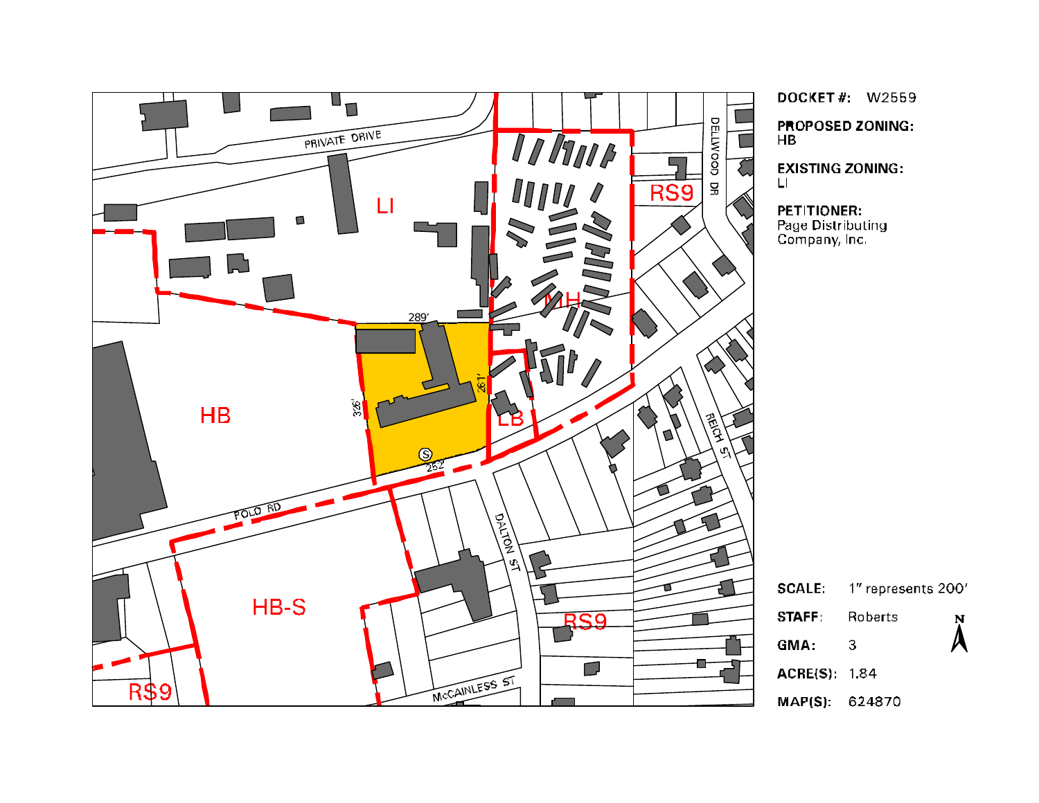**DOCKET #:** W2559

**PROPOSED ZONING:**
HB

**EXISTING ZONING:**
LI

**PETITIONER:**
Page Distributing Company, Inc.

PRIVATE DRIVE

LI

MH

RS9

DELLWOOD DR

289'

HB

326'

261'

LB

252'

POLO RD

DALTON ST

REICH ST

HB-S

RS9

RS9

McCAINLESS ST

| | |
|---|---|
| **SCALE:** | 1" represents 200' |
| **STAFF:** | Roberts |
| **GMA:** | 3 |
| **ACRE(S):** | 1.84 |
| **MAP(S):** | 624870 |

N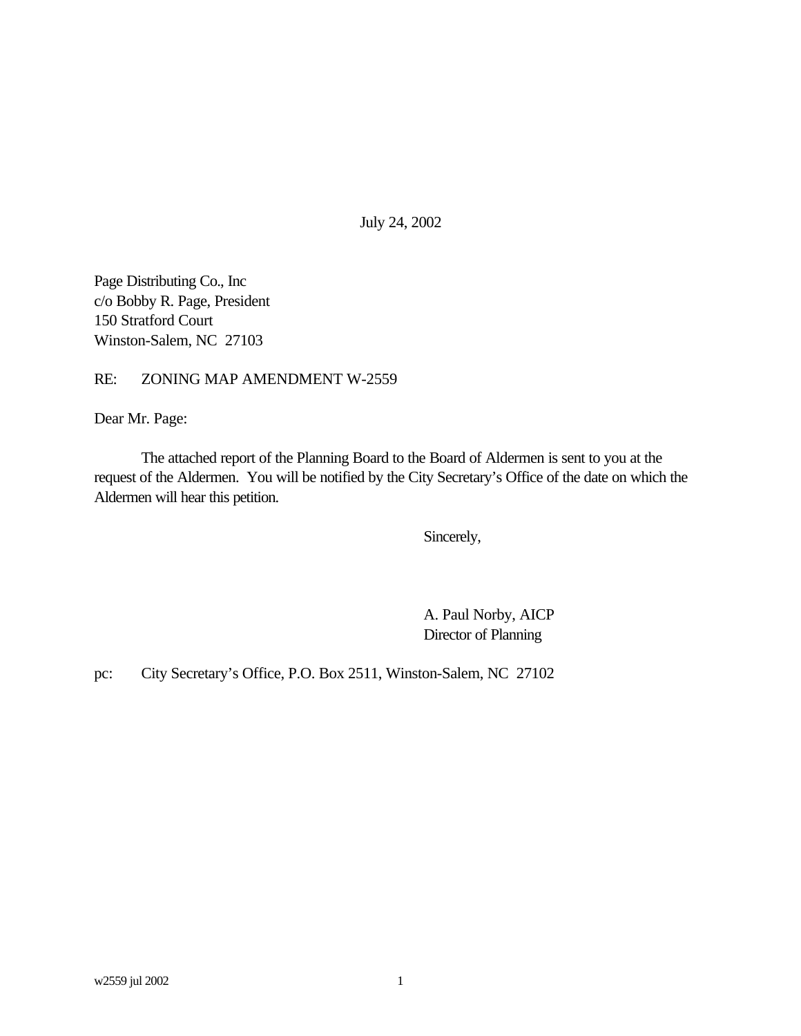July 24, 2002

Page Distributing Co., Inc
c/o Bobby R. Page, President
150 Stratford Court
Winston-Salem, NC  27103

RE:   ZONING MAP AMENDMENT W-2559

Dear Mr. Page:

The attached report of the Planning Board to the Board of Aldermen is sent to you at the request of the Aldermen. You will be notified by the City Secretary's Office of the date on which the Aldermen will hear this petition.

Sincerely,

A. Paul Norby, AICP
Director of Planning

pc:   City Secretary's Office, P.O. Box 2511, Winston-Salem, NC  27102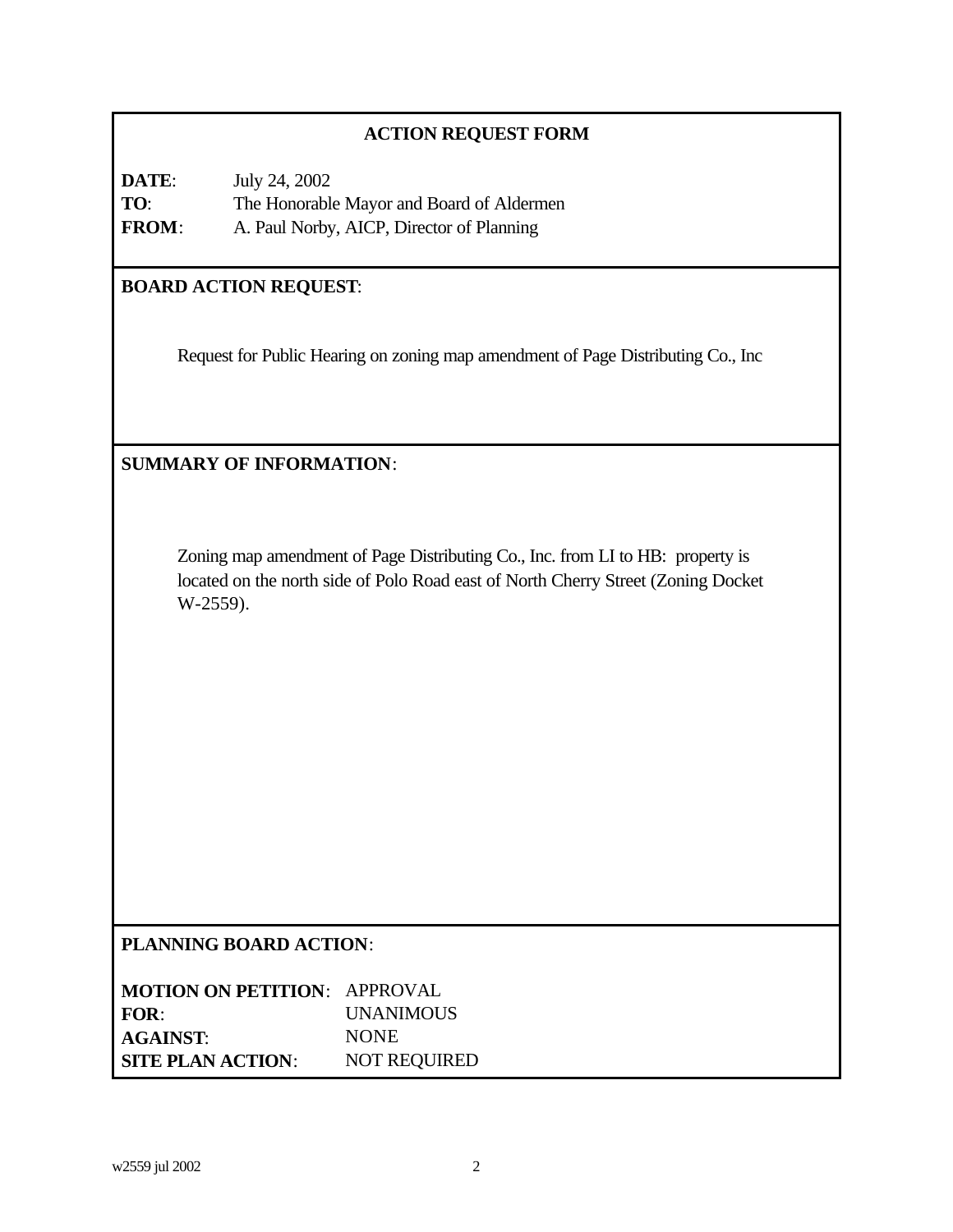## ACTION REQUEST FORM

**DATE**: July 24, 2002
**TO**: The Honorable Mayor and Board of Aldermen
**FROM**: A. Paul Norby, AICP, Director of Planning

**BOARD ACTION REQUEST**:

Request for Public Hearing on zoning map amendment of Page Distributing Co., Inc

**SUMMARY OF INFORMATION**:

Zoning map amendment of Page Distributing Co., Inc. from LI to HB: property is located on the north side of Polo Road east of North Cherry Street (Zoning Docket W-2559).

**PLANNING BOARD ACTION**:

**MOTION ON PETITION**: APPROVAL
**FOR**: UNANIMOUS
**AGAINST**: NONE
**SITE PLAN ACTION**: NOT REQUIRED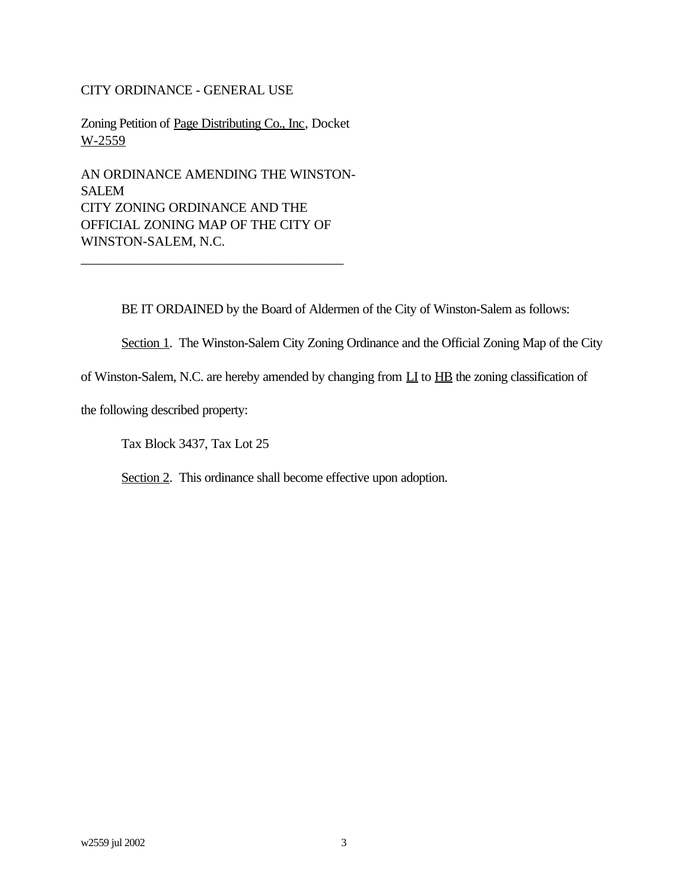CITY ORDINANCE - GENERAL USE

Zoning Petition of Page Distributing Co., Inc, Docket W-2559

AN ORDINANCE AMENDING THE WINSTON-SALEM CITY ZONING ORDINANCE AND THE OFFICIAL ZONING MAP OF THE CITY OF WINSTON-SALEM, N.C.

---

BE IT ORDAINED by the Board of Aldermen of the City of Winston-Salem as follows:

Section 1. The Winston-Salem City Zoning Ordinance and the Official Zoning Map of the City of Winston-Salem, N.C. are hereby amended by changing from LI to HB the zoning classification of the following described property:

Tax Block 3437, Tax Lot 25

Section 2. This ordinance shall become effective upon adoption.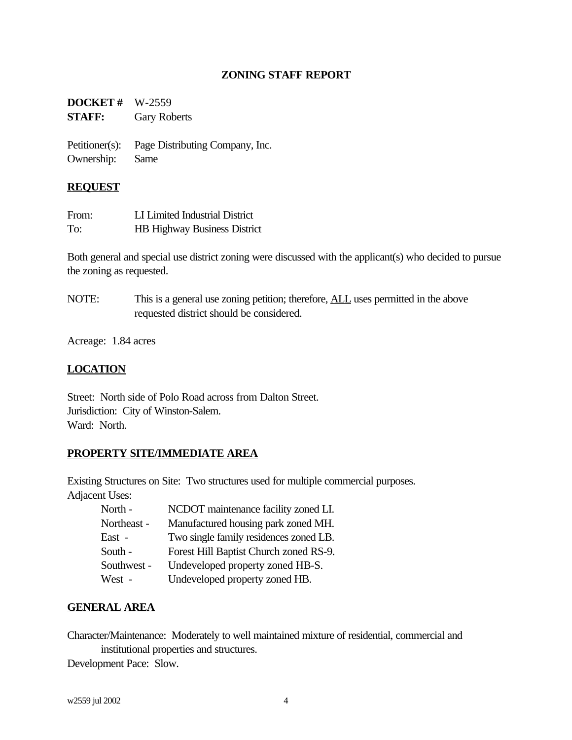## ZONING STAFF REPORT

**DOCKET #** W-2559
**STAFF:** Gary Roberts

Petitioner(s): Page Distributing Company, Inc.
Ownership: Same

### REQUEST

From: LI Limited Industrial District
To: HB Highway Business District

Both general and special use district zoning were discussed with the applicant(s) who decided to pursue the zoning as requested.

NOTE: This is a general use zoning petition; therefore, ALL uses permitted in the above requested district should be considered.

Acreage: 1.84 acres

### LOCATION

Street: North side of Polo Road across from Dalton Street.
Jurisdiction: City of Winston-Salem.
Ward: North.

### PROPERTY SITE/IMMEDIATE AREA

Existing Structures on Site: Two structures used for multiple commercial purposes.
Adjacent Uses:

- North - NCDOT maintenance facility zoned LI.
- Northeast - Manufactured housing park zoned MH.
- East - Two single family residences zoned LB.
- South - Forest Hill Baptist Church zoned RS-9.
- Southwest - Undeveloped property zoned HB-S.
- West - Undeveloped property zoned HB.

### GENERAL AREA

Character/Maintenance: Moderately to well maintained mixture of residential, commercial and institutional properties and structures.
Development Pace: Slow.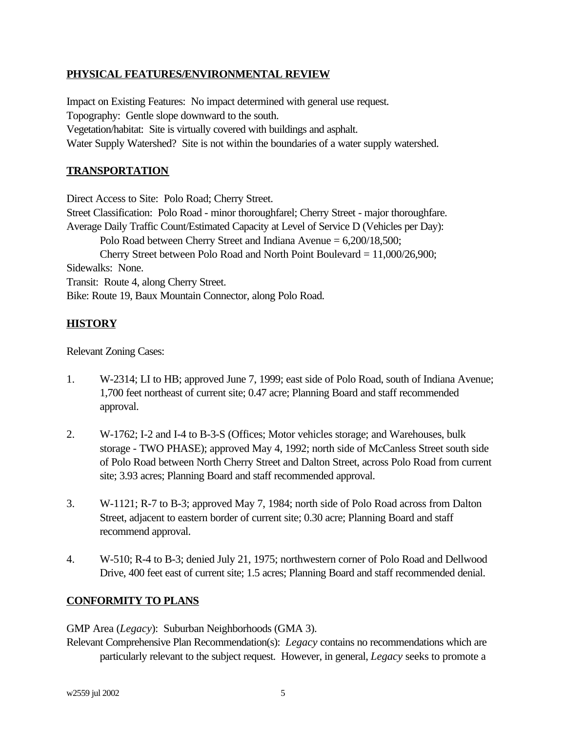**PHYSICAL FEATURES/ENVIRONMENTAL REVIEW**

Impact on Existing Features: No impact determined with general use request.
Topography: Gentle slope downward to the south.
Vegetation/habitat: Site is virtually covered with buildings and asphalt.
Water Supply Watershed? Site is not within the boundaries of a water supply watershed.

**TRANSPORTATION**

Direct Access to Site: Polo Road; Cherry Street.
Street Classification: Polo Road - minor thoroughfarel; Cherry Street - major thoroughfare.
Average Daily Traffic Count/Estimated Capacity at Level of Service D (Vehicles per Day):
Polo Road between Cherry Street and Indiana Avenue = 6,200/18,500;
Cherry Street between Polo Road and North Point Boulevard = 11,000/26,900;
Sidewalks: None.
Transit: Route 4, along Cherry Street.
Bike: Route 19, Baux Mountain Connector, along Polo Road.

**HISTORY**

Relevant Zoning Cases:

1. W-2314; LI to HB; approved June 7, 1999; east side of Polo Road, south of Indiana Avenue; 1,700 feet northeast of current site; 0.47 acre; Planning Board and staff recommended approval.

2. W-1762; I-2 and I-4 to B-3-S (Offices; Motor vehicles storage; and Warehouses, bulk storage - TWO PHASE); approved May 4, 1992; north side of McCanless Street south side of Polo Road between North Cherry Street and Dalton Street, across Polo Road from current site; 3.93 acres; Planning Board and staff recommended approval.

3. W-1121; R-7 to B-3; approved May 7, 1984; north side of Polo Road across from Dalton Street, adjacent to eastern border of current site; 0.30 acre; Planning Board and staff recommend approval.

4. W-510; R-4 to B-3; denied July 21, 1975; northwestern corner of Polo Road and Dellwood Drive, 400 feet east of current site; 1.5 acres; Planning Board and staff recommended denial.

**CONFORMITY TO PLANS**

GMP Area (*Legacy*): Suburban Neighborhoods (GMA 3).
Relevant Comprehensive Plan Recommendation(s): *Legacy* contains no recommendations which are particularly relevant to the subject request. However, in general, *Legacy* seeks to promote a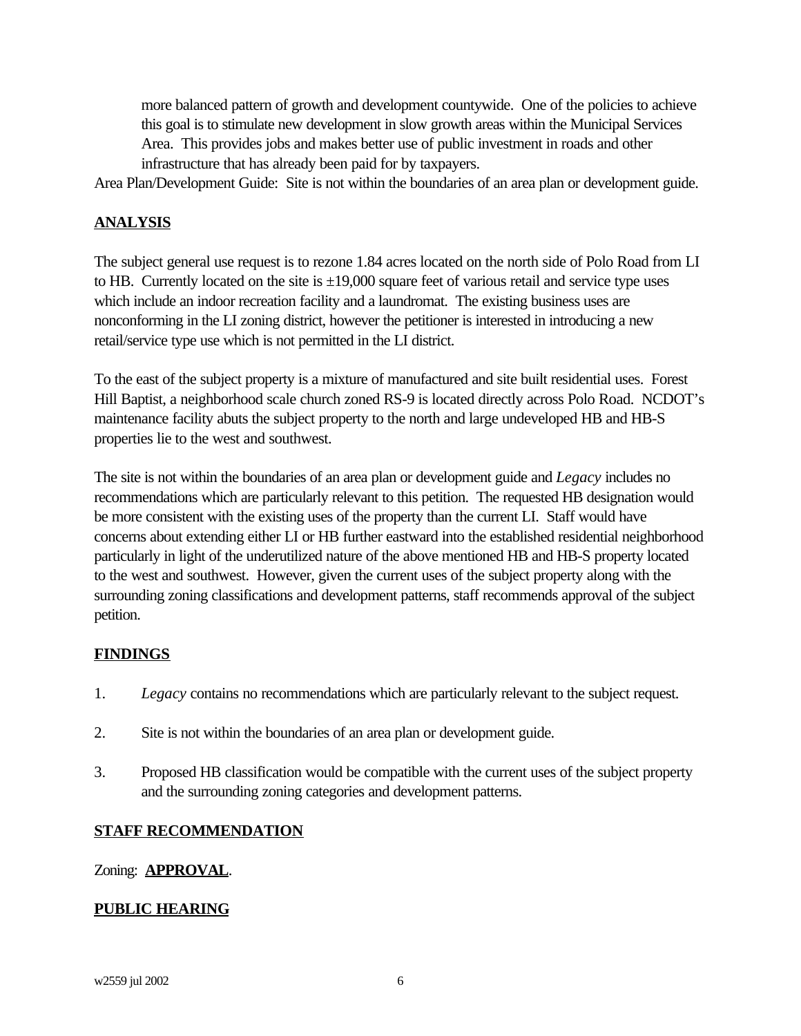more balanced pattern of growth and development countywide. One of the policies to achieve this goal is to stimulate new development in slow growth areas within the Municipal Services Area. This provides jobs and makes better use of public investment in roads and other infrastructure that has already been paid for by taxpayers.

Area Plan/Development Guide: Site is not within the boundaries of an area plan or development guide.

## ANALYSIS

The subject general use request is to rezone 1.84 acres located on the north side of Polo Road from LI to HB. Currently located on the site is ±19,000 square feet of various retail and service type uses which include an indoor recreation facility and a laundromat. The existing business uses are nonconforming in the LI zoning district, however the petitioner is interested in introducing a new retail/service type use which is not permitted in the LI district.

To the east of the subject property is a mixture of manufactured and site built residential uses. Forest Hill Baptist, a neighborhood scale church zoned RS-9 is located directly across Polo Road. NCDOT's maintenance facility abuts the subject property to the north and large undeveloped HB and HB-S properties lie to the west and southwest.

The site is not within the boundaries of an area plan or development guide and *Legacy* includes no recommendations which are particularly relevant to this petition. The requested HB designation would be more consistent with the existing uses of the property than the current LI. Staff would have concerns about extending either LI or HB further eastward into the established residential neighborhood particularly in light of the underutilized nature of the above mentioned HB and HB-S property located to the west and southwest. However, given the current uses of the subject property along with the surrounding zoning classifications and development patterns, staff recommends approval of the subject petition.

## FINDINGS

1. *Legacy* contains no recommendations which are particularly relevant to the subject request.

2. Site is not within the boundaries of an area plan or development guide.

3. Proposed HB classification would be compatible with the current uses of the subject property and the surrounding zoning categories and development patterns.

## STAFF RECOMMENDATION

Zoning: **APPROVAL**.

## PUBLIC HEARING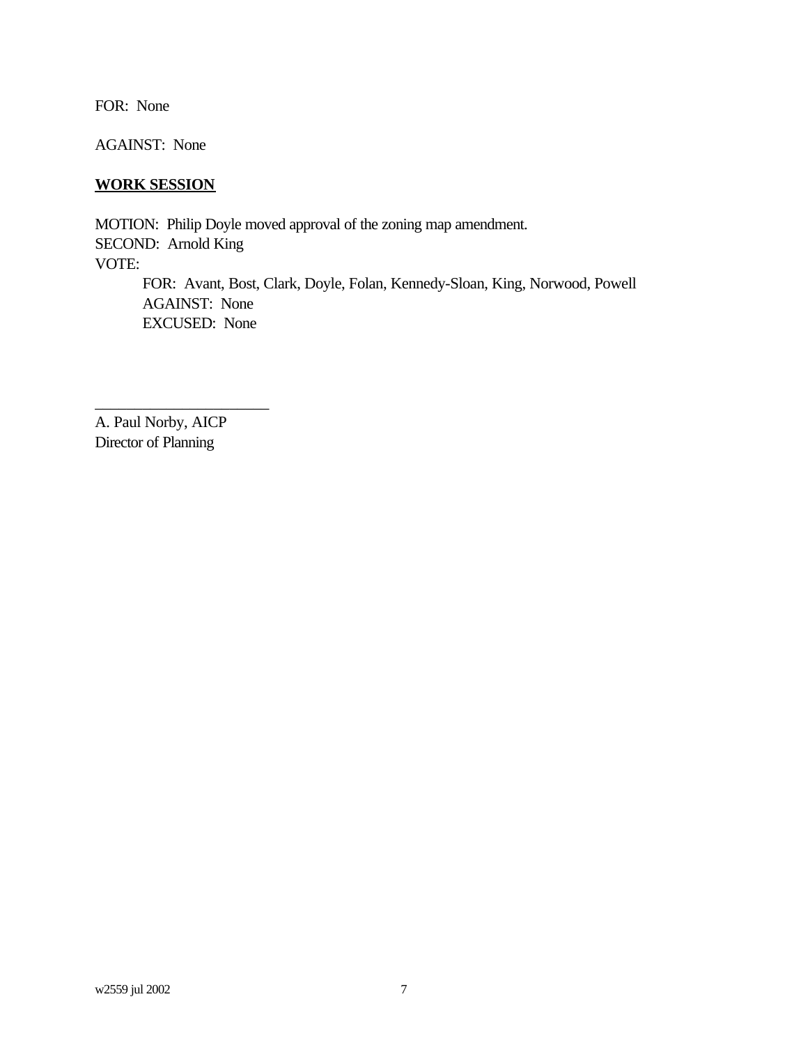FOR: None

AGAINST: None

**WORK SESSION**

MOTION: Philip Doyle moved approval of the zoning map amendment.
SECOND: Arnold King
VOTE:

FOR: Avant, Bost, Clark, Doyle, Folan, Kennedy-Sloan, King, Norwood, Powell
AGAINST: None
EXCUSED: None

______________________

A. Paul Norby, AICP
Director of Planning

w2559 jul 2002